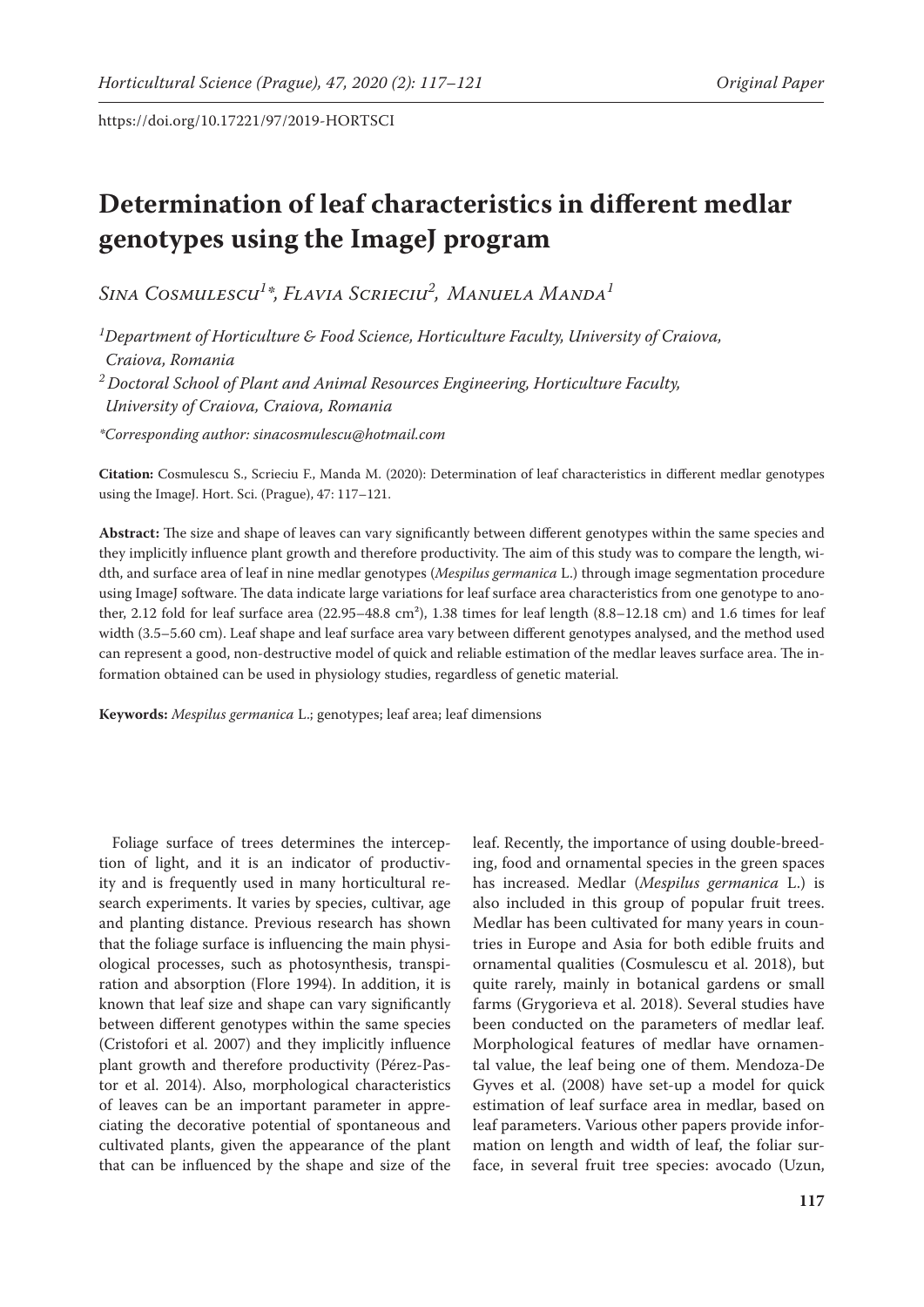https://doi.org/10.17221/97/2019-HORTSCI

# Determination of leaf characteristics in different medlar genotypes using the ImageJ program

*Sina Cosmulescu[1]\*, Flavia Scrieciu[2], Manuela Manda[1]*

*[1]Department of Horticulture & Food Science, Horticulture Faculty, University of Craiova, Craiova, Romania*

*[2]Doctoral School of Plant and Animal Resources Engineering, Horticulture Faculty, University of Craiova, Craiova, Romania*

*\*Corresponding author: sinacosmulescu@hotmail.com*

**Citation:** Cosmulescu S., Scrieciu F., Manda M. (2020): Determination of leaf characteristics in different medlar genotypes using the ImageJ. Hort. Sci. (Prague), 47: 117–121.

**Abstract:** The size and shape of leaves can vary significantly between different genotypes within the same species and they implicitly influence plant growth and therefore productivity. The aim of this study was to compare the length, width, and surface area of leaf in nine medlar genotypes (*Mespilus germanica* L.) through image segmentation procedure using ImageJ software. The data indicate large variations for leaf surface area characteristics from one genotype to another, 2.12 fold for leaf surface area (22.95–48.8 cm$^2$), 1.38 times for leaf length (8.8–12.18 cm) and 1.6 times for leaf width (3.5–5.60 cm). Leaf shape and leaf surface area vary between different genotypes analysed, and the method used can represent a good, non-destructive model of quick and reliable estimation of the medlar leaves surface area. The information obtained can be used in physiology studies, regardless of genetic material.

**Keywords:** *Mespilus germanica* L.; genotypes; leaf area; leaf dimensions

Foliage surface of trees determines the interception of light, and it is an indicator of productivity and is frequently used in many horticultural research experiments. It varies by species, cultivar, age and planting distance. Previous research has shown that the foliage surface is influencing the main physiological processes, such as photosynthesis, transpiration and absorption (Flore 1994). In addition, it is known that leaf size and shape can vary significantly between different genotypes within the same species (Cristofori et al. 2007) and they implicitly influence plant growth and therefore productivity (Pérez-Pastor et al. 2014). Also, morphological characteristics of leaves can be an important parameter in appreciating the decorative potential of spontaneous and cultivated plants, given the appearance of the plant that can be influenced by the shape and size of the leaf. Recently, the importance of using double-breeding, food and ornamental species in the green spaces has increased. Medlar (*Mespilus germanica* L.) is also included in this group of popular fruit trees. Medlar has been cultivated for many years in countries in Europe and Asia for both edible fruits and ornamental qualities (Cosmulescu et al. 2018), but quite rarely, mainly in botanical gardens or small farms (Grygorieva et al. 2018). Several studies have been conducted on the parameters of medlar leaf. Morphological features of medlar have ornamental value, the leaf being one of them. Mendoza-De Gyves et al. (2008) have set-up a model for quick estimation of leaf surface area in medlar, based on leaf parameters. Various other papers provide information on length and width of leaf, the foliar surface, in several fruit tree species: avocado (Uzun,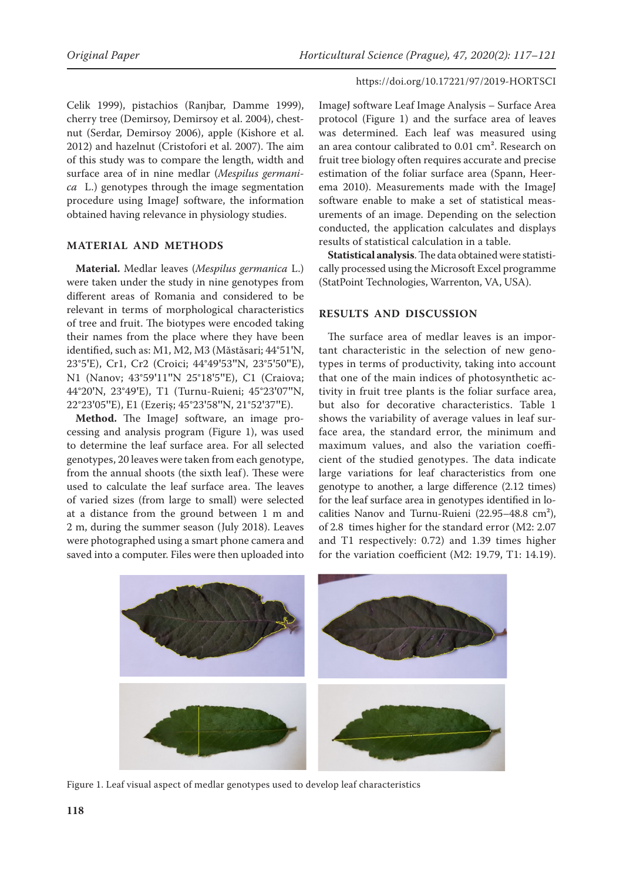Celik 1999), pistachios (Ranjbar, Damme 1999), cherry tree (Demirsoy, Demirsoy et al. 2004), chestnut (Serdar, Demirsoy 2006), apple (Kishore et al. 2012) and hazelnut (Cristofori et al. 2007). The aim of this study was to compare the length, width and surface area of in nine medlar (*Mespilus germanica* L.) genotypes through the image segmentation procedure using ImageJ software, the information obtained having relevance in physiology studies.

## MATERIAL AND METHODS

**Material.** Medlar leaves (*Mespilus germanica* L.) were taken under the study in nine genotypes from different areas of Romania and considered to be relevant in terms of morphological characteristics of tree and fruit. The biotypes were encoded taking their names from the place where they have been identified, such as: M1, M2, M3 (Măstăsari; 44°51'N, 23°5'E), Cr1, Cr2 (Croici; 44°49'53''N, 23°5'50''E), N1 (Nanov; 43°59'11''N 25°18'5''E), C1 (Craiova; 44°20'N, 23°49'E), T1 (Turnu-Ruieni; 45°23'07''N, 22°23'05''E), E1 (Ezeriș; 45°23'58''N, 21°52'37''E).

**Method.** The ImageJ software, an image processing and analysis program (Figure 1), was used to determine the leaf surface area. For all selected genotypes, 20 leaves were taken from each genotype, from the annual shoots (the sixth leaf). These were used to calculate the leaf surface area. The leaves of varied sizes (from large to small) were selected at a distance from the ground between 1 m and 2 m, during the summer season (July 2018). Leaves were photographed using a smart phone camera and saved into a computer. Files were then uploaded into ImageJ software Leaf Image Analysis – Surface Area protocol (Figure 1) and the surface area of leaves was determined. Each leaf was measured using an area contour calibrated to 0.01 cm². Research on fruit tree biology often requires accurate and precise estimation of the foliar surface area (Spann, Heerema 2010). Measurements made with the ImageJ software enable to make a set of statistical measurements of an image. Depending on the selection conducted, the application calculates and displays results of statistical calculation in a table.

**Statistical analysis**. The data obtained were statistically processed using the Microsoft Excel programme (StatPoint Technologies, Warrenton, VA, USA).

## RESULTS AND DISCUSSION

The surface area of medlar leaves is an important characteristic in the selection of new genotypes in terms of productivity, taking into account that one of the main indices of photosynthetic activity in fruit tree plants is the foliar surface area, but also for decorative characteristics. Table 1 shows the variability of average values in leaf surface area, the standard error, the minimum and maximum values, and also the variation coefficient of the studied genotypes. The data indicate large variations for leaf characteristics from one genotype to another, a large difference (2.12 times) for the leaf surface area in genotypes identified in localities Nanov and Turnu-Ruieni (22.95–48.8 cm²), of 2.8 times higher for the standard error (M2: 2.07 and T1 respectively: 0.72) and 1.39 times higher for the variation coefficient (M2: 19.79, T1: 14.19).

Figure 1. Leaf visual aspect of medlar genotypes used to develop leaf characteristics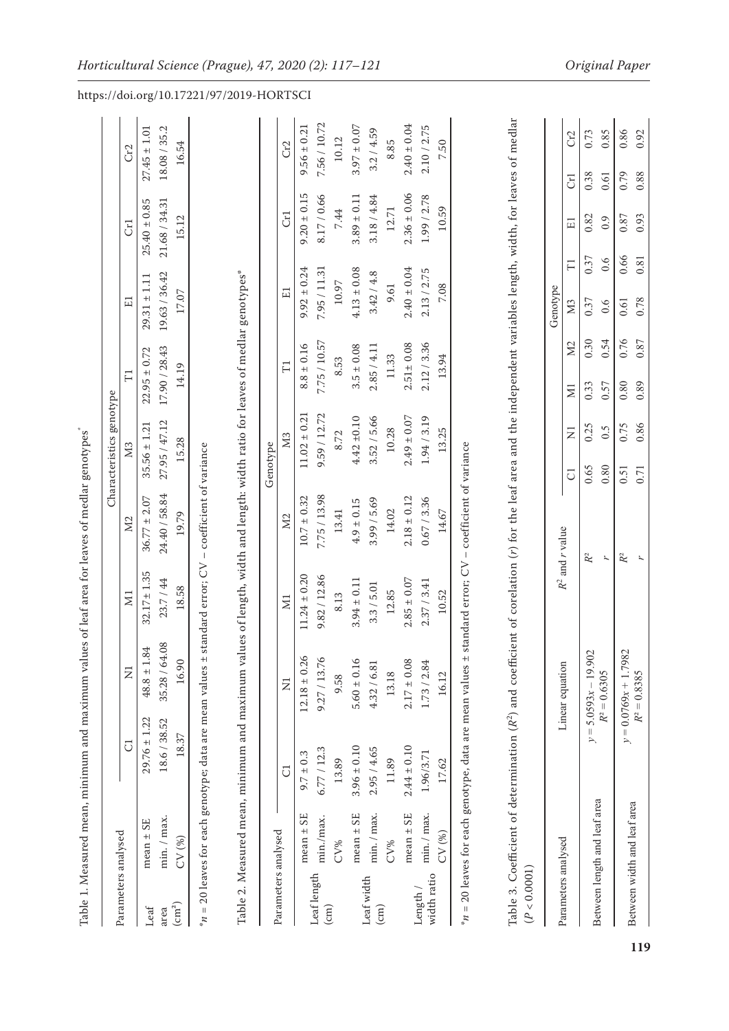Table 1. Measured mean, minimum and maximum values of leaf area for leaves of medlar genotypes*

| Parameters analysed | | Characteristics genotype | | | | | | | | |
|---|---|---|---|---|---|---|---|---|---|---|
| | | C1 | N1 | M1 | M2 | M3 | T1 | E1 | Cr1 | Cr2 |
| Leaf area (cm²) | mean ± SE | 29.76 ± 1.22 | 48.8 ± 1.84 | 32.17 ± 1.35 | 36.77 ± 2.07 | 35.56 ± 1.21 | 22.95 ± 0.72 | 29.31 ± 1.11 | 25.40 ± 0.85 | 27.45 ± 1.01 |
| | min. / max. | 18.6 / 38.52 | 35.28 / 64.08 | 23.7 / 44 | 24.40 / 58.84 | 27.95 / 47.12 | 17.90 / 28.43 | 19.63 / 36.42 | 21.68 / 34.31 | 18.08 / 35.2 |
| | CV (%) | 18.37 | 16.90 | 18.58 | 19.79 | 15.28 | 14.19 | 17.07 | 15.12 | 16.54 |

*n = 20 leaves for each genotype; data are mean values ± standard error; CV – coefficient of variance

Table 2. Measured mean, minimum and maximum values of length, width and length: width ratio for leaves of medlar genotypes*

| Parameters analysed | | Genotype | | | | | | | | |
|---|---|---|---|---|---|---|---|---|---|---|
| | | C1 | N1 | M1 | M2 | M3 | T1 | E1 | Cr1 | Cr2 |
| Leaf length (cm) | mean ± SE | 9.7 ± 0.3 | 12.18 ± 0.26 | 11.24 ± 0.20 | 10.7 ± 0.32 | 11.02 ± 0.21 | 8.8 ± 0.16 | 9.92 ± 0.24 | 9.20 ± 0.15 | 9.56 ± 0.21 |
| | min./max. | 6.77 / 12.3 | 9.27 / 13.76 | 9.82 / 12.86 | 7.75 / 13.98 | 9.59 / 12.72 | 7.75 / 10.57 | 7.95 / 11.31 | 8.17 / 0.66 | 7.56 / 10.72 |
| | CV% | 13.89 | 9.58 | 8.13 | 13.41 | 8.72 | 8.53 | 10.97 | 7.44 | 10.12 |
| Leaf width (cm) | mean ± SE | 3.96 ± 0.10 | 5.60 ± 0.16 | 3.94 ± 0.11 | 4.9 ± 0.15 | 4.42 ±0.10 | 3.5 ± 0.08 | 4.13 ± 0.08 | 3.89 ± 0.11 | 3.97 ± 0.07 |
| | min. / max. | 2.95 / 4.65 | 4.32 / 6.81 | 3.3 / 5.01 | 3.99 / 5.69 | 3.52 / 5.66 | 2.85 / 4.11 | 3.42 / 4.8 | 3.18 / 4.84 | 3.2 / 4.59 |
| | CV% | 11.89 | 13.18 | 12.85 | 14.02 | 10.28 | 11.33 | 9.61 | 12.71 | 8.85 |
| Length / width ratio | mean ± SE | 2.44 ± 0.10 | 2.17 ± 0.08 | 2.85 ± 0.07 | 2.18 ± 0.12 | 2.49 ± 0.07 | 2.51± 0.08 | 2.40 ± 0.04 | 2.36 ± 0.06 | 2.40 ± 0.04 |
| | min. / max. | 1.96/3.71 | 1.73 / 2.84 | 2.37 / 3.41 | 0.67 / 3.36 | 1.94 / 3.19 | 2.12 / 3.36 | 2.13 / 2.75 | 1.99 / 2.78 | 2.10 / 2.75 |
| | CV (%) | 17.62 | 16.12 | 10.52 | 14.67 | 13.25 | 13.94 | 7.08 | 10.59 | 7.50 |

*n = 20 leaves for each genotype, data are mean values ± standard error; CV – coefficient of variance

Table 3. Coefficient of determination ($R^2$) and coefficient of corelation ($r$) for the leaf area and the independent variables length, width, for leaves of medlar ($P < 0.0001$)

| Parameters analysed | Linear equation | $R^2$ and $r$ value | Genotype | | | | | | | | |
|---|---|---|---|---|---|---|---|---|---|---|---|
| | | | C1 | N1 | M1 | M2 | M3 | T1 | E1 | Cr1 | Cr2 |
| Between length and leaf area | $y = 5.0593x - 19.902$ | $R^2$ | 0.65 | 0.25 | 0.33 | 0.30 | 0.37 | 0.37 | 0.82 | 0.38 | 0.73 |
| | $R^2 = 0.6305$ | $r$ | 0.80 | 0.5 | 0.57 | 0.54 | 0.6 | 0.6 | 0.9 | 0.61 | 0.85 |
| Between width and leaf area | $y = 0.0769x + 1.7982$ | $R^2$ | 0.51 | 0.75 | 0.80 | 0.76 | 0.61 | 0.66 | 0.87 | 0.79 | 0.86 |
| | $R^2 = 0.8385$ | $r$ | 0.71 | 0.86 | 0.89 | 0.87 | 0.78 | 0.81 | 0.93 | 0.88 | 0.92 |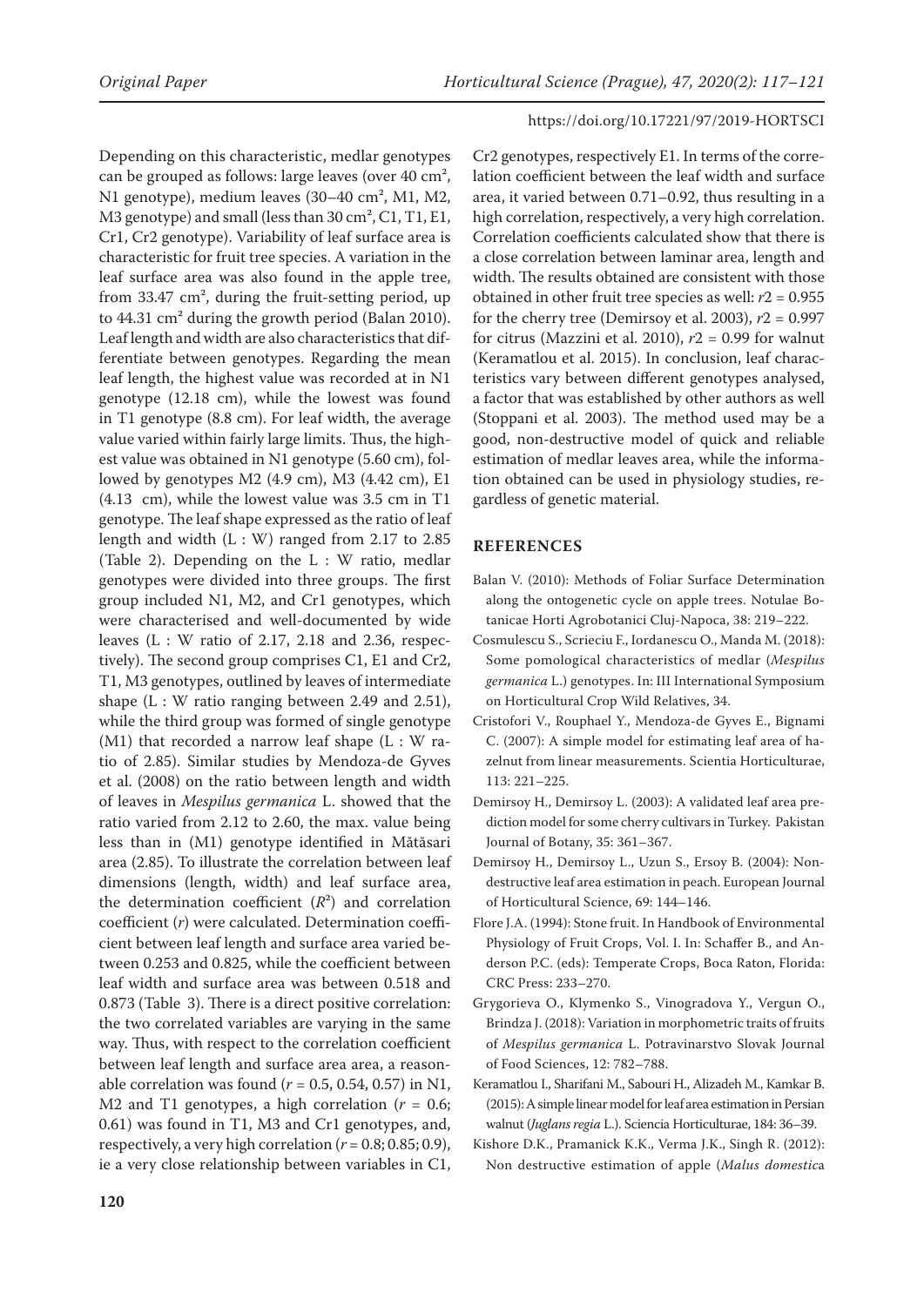Depending on this characteristic, medlar genotypes can be grouped as follows: large leaves (over 40 cm², N1 genotype), medium leaves (30–40 cm², M1, M2, M3 genotype) and small (less than 30 cm², C1, T1, E1, Cr1, Cr2 genotype). Variability of leaf surface area is characteristic for fruit tree species. A variation in the leaf surface area was also found in the apple tree, from 33.47 cm², during the fruit-setting period, up to 44.31 cm² during the growth period (Balan 2010). Leaf length and width are also characteristics that differentiate between genotypes. Regarding the mean leaf length, the highest value was recorded at in N1 genotype (12.18 cm), while the lowest was found in T1 genotype (8.8 cm). For leaf width, the average value varied within fairly large limits. Thus, the highest value was obtained in N1 genotype (5.60 cm), followed by genotypes M2 (4.9 cm), M3 (4.42 cm), E1 (4.13 cm), while the lowest value was 3.5 cm in T1 genotype. The leaf shape expressed as the ratio of leaf length and width (L : W) ranged from 2.17 to 2.85 (Table 2). Depending on the L : W ratio, medlar genotypes were divided into three groups. The first group included N1, M2, and Cr1 genotypes, which were characterised and well-documented by wide leaves (L : W ratio of 2.17, 2.18 and 2.36, respectively). The second group comprises C1, E1 and Cr2, T1, M3 genotypes, outlined by leaves of intermediate shape (L : W ratio ranging between 2.49 and 2.51), while the third group was formed of single genotype (M1) that recorded a narrow leaf shape (L : W ratio of 2.85). Similar studies by Mendoza-de Gyves et al. (2008) on the ratio between length and width of leaves in *Mespilus germanica* L. showed that the ratio varied from 2.12 to 2.60, the max. value being less than in (M1) genotype identified in Mătăsari area (2.85). To illustrate the correlation between leaf dimensions (length, width) and leaf surface area, the determination coefficient ($R^2$) and correlation coefficient ($r$) were calculated. Determination coefficient between leaf length and surface area varied between 0.253 and 0.825, while the coefficient between leaf width and surface area was between 0.518 and 0.873 (Table 3). There is a direct positive correlation: the two correlated variables are varying in the same way. Thus, with respect to the correlation coefficient between leaf length and surface area area, a reasonable correlation was found ($r$ = 0.5, 0.54, 0.57) in N1, M2 and T1 genotypes, a high correlation ($r$ = 0.6; 0.61) was found in T1, M3 and Cr1 genotypes, and, respectively, a very high correlation ($r$ = 0.8; 0.85; 0.9), ie a very close relationship between variables in C1, Cr2 genotypes, respectively E1. In terms of the correlation coefficient between the leaf width and surface area, it varied between 0.71–0.92, thus resulting in a high correlation, respectively, a very high correlation. Correlation coefficients calculated show that there is a close correlation between laminar area, length and width. The results obtained are consistent with those obtained in other fruit tree species as well: $r2$ = 0.955 for the cherry tree (Demirsoy et al. 2003), $r2$ = 0.997 for citrus (Mazzini et al. 2010), $r2$ = 0.99 for walnut (Keramatlou et al. 2015). In conclusion, leaf characteristics vary between different genotypes analysed, a factor that was established by other authors as well (Stoppani et al. 2003). The method used may be a good, non-destructive model of quick and reliable estimation of medlar leaves area, while the information obtained can be used in physiology studies, regardless of genetic material.

## REFERENCES

Balan V. (2010): Methods of Foliar Surface Determination along the ontogenetic cycle on apple trees. Notulae Botanicae Horti Agrobotanici Cluj-Napoca, 38: 219–222.

Cosmulescu S., Scrieciu F., Iordanescu O., Manda M. (2018): Some pomological characteristics of medlar (*Mespilus germanica* L.) genotypes. In: III International Symposium on Horticultural Crop Wild Relatives, 34.

Cristofori V., Rouphael Y., Mendoza-de Gyves E., Bignami C. (2007): A simple model for estimating leaf area of hazelnut from linear measurements. Scientia Horticulturae, 113: 221–225.

Demirsoy H., Demirsoy L. (2003): A validated leaf area prediction model for some cherry cultivars in Turkey. Pakistan Journal of Botany, 35: 361–367.

Demirsoy H., Demirsoy L., Uzun S., Ersoy B. (2004): Non-destructive leaf area estimation in peach. European Journal of Horticultural Science, 69: 144–146.

Flore J.A. (1994): Stone fruit. In Handbook of Environmental Physiology of Fruit Crops, Vol. I. In: Schaffer B., and Anderson P.C. (eds): Temperate Crops, Boca Raton, Florida: CRC Press: 233–270.

Grygorieva O., Klymenko S., Vinogradova Y., Vergun O., Brindza J. (2018): Variation in morphometric traits of fruits of *Mespilus germanica* L. Potravinarstvo Slovak Journal of Food Sciences, 12: 782–788.

Keramatlou I., Sharifani M., Sabouri H., Alizadeh M., Kamkar B. (2015): A simple linear model for leaf area estimation in Persian walnut (*Juglans regia* L.). Sciencia Horticulturae, 184: 36–39.

Kishore D.K., Pramanick K.K., Verma J.K., Singh R. (2012): Non destructive estimation of apple (*Malus domestica*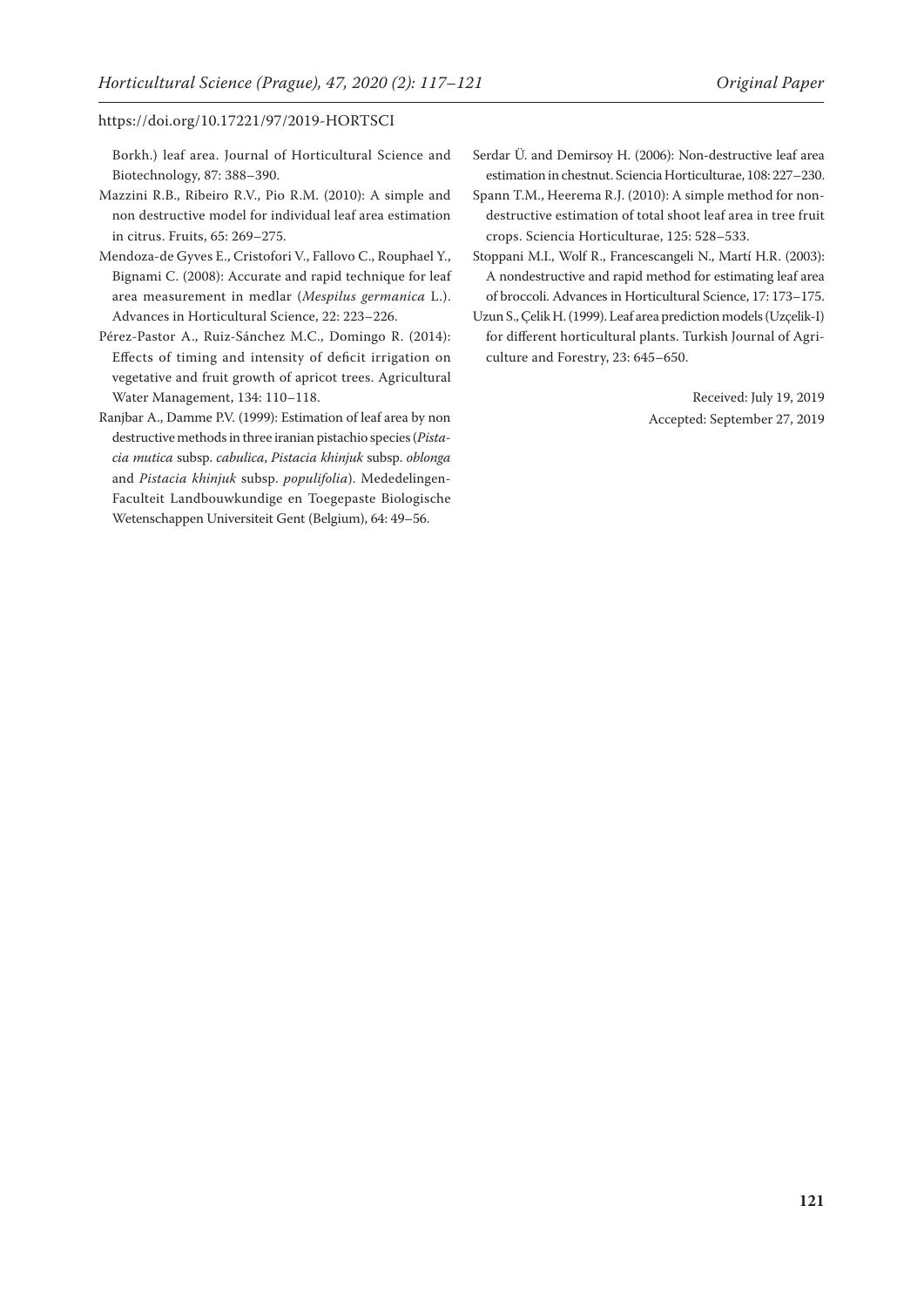Borkh.) leaf area. Journal of Horticultural Science and Biotechnology, 87: 388–390.

Mazzini R.B., Ribeiro R.V., Pio R.M. (2010): A simple and non destructive model for individual leaf area estimation in citrus. Fruits, 65: 269–275.

Mendoza-de Gyves E., Cristofori V., Fallovo C., Rouphael Y., Bignami C. (2008): Accurate and rapid technique for leaf area measurement in medlar (*Mespilus germanica* L.). Advances in Horticultural Science, 22: 223–226.

Pérez-Pastor A., Ruiz-Sánchez M.C., Domingo R. (2014): Effects of timing and intensity of deficit irrigation on vegetative and fruit growth of apricot trees. Agricultural Water Management, 134: 110–118.

Ranjbar A., Damme P.V. (1999): Estimation of leaf area by non destructive methods in three iranian pistachio species (*Pistacia mutica* subsp. *cabulica*, *Pistacia khinjuk* subsp. *oblonga* and *Pistacia khinjuk* subsp. *populifolia*). Mededelingen-Faculteit Landbouwkundige en Toegepaste Biologische Wetenschappen Universiteit Gent (Belgium), 64: 49–56.

Serdar Ü. and Demirsoy H. (2006): Non-destructive leaf area estimation in chestnut. Sciencia Horticulturae, 108: 227–230.

Spann T.M., Heerema R.J. (2010): A simple method for non-destructive estimation of total shoot leaf area in tree fruit crops. Sciencia Horticulturae, 125: 528–533.

Stoppani M.I., Wolf R., Francescangeli N., Martí H.R. (2003): A nondestructive and rapid method for estimating leaf area of broccoli. Advances in Horticultural Science, 17: 173–175.

Uzun S., Çelik H. (1999). Leaf area prediction models (Uzçelik-I) for different horticultural plants. Turkish Journal of Agriculture and Forestry, 23: 645–650.

Received: July 19, 2019
Accepted: September 27, 2019